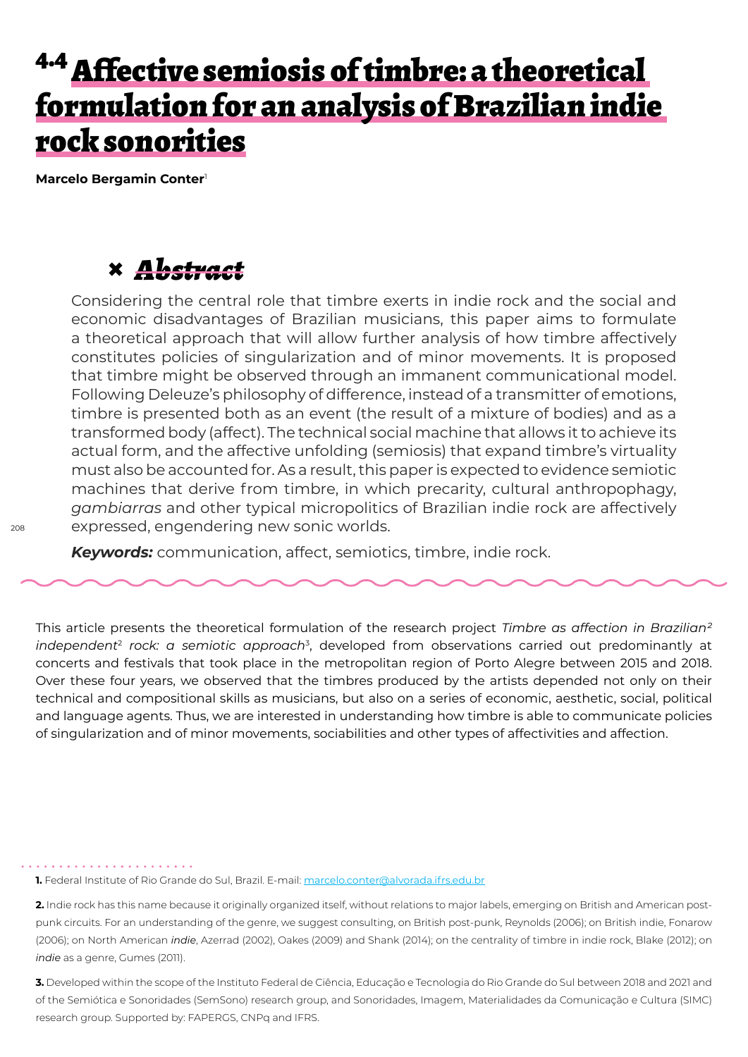# 4.4 Affective semiosis of timbre: a theoretical formulation for an analysis of Brazilian indie rock sonorities

**Marcelo Bergamin Conter**[1]

## *Abstract*

Considering the central role that timbre exerts in indie rock and the social and economic disadvantages of Brazilian musicians, this paper aims to formulate a theoretical approach that will allow further analysis of how timbre affectively constitutes policies of singularization and of minor movements. It is proposed that timbre might be observed through an immanent communicational model. Following Deleuze's philosophy of difference, instead of a transmitter of emotions, timbre is presented both as an event (the result of a mixture of bodies) and as a transformed body (affect). The technical social machine that allows it to achieve its actual form, and the affective unfolding (semiosis) that expand timbre's virtuality must also be accounted for. As a result, this paper is expected to evidence semiotic machines that derive from timbre, in which precarity, cultural anthropophagy, *gambiarras* and other typical micropolitics of Brazilian indie rock are affectively expressed, engendering new sonic worlds.

***Keywords:*** communication, affect, semiotics, timbre, indie rock.

This article presents the theoretical formulation of the research project *Timbre as affection in Brazilian² independent*[2] *rock: a semiotic approach*[3], developed from observations carried out predominantly at concerts and festivals that took place in the metropolitan region of Porto Alegre between 2015 and 2018. Over these four years, we observed that the timbres produced by the artists depended not only on their technical and compositional skills as musicians, but also on a series of economic, aesthetic, social, political and language agents. Thus, we are interested in understanding how timbre is able to communicate policies of singularization and of minor movements, sociabilities and other types of affectivities and affection.

---

**1.** Federal Institute of Rio Grande do Sul, Brazil. E-mail: marcelo.conter@alvorada.ifrs.edu.br

**2.** Indie rock has this name because it originally organized itself, without relations to major labels, emerging on British and American post-punk circuits. For an understanding of the genre, we suggest consulting, on British post-punk, Reynolds (2006); on British indie, Fonarow (2006); on North American *indie*, Azerrad (2002), Oakes (2009) and Shank (2014); on the centrality of timbre in indie rock, Blake (2012); on *indie* as a genre, Gumes (2011).

**3.** Developed within the scope of the Instituto Federal de Ciência, Educação e Tecnologia do Rio Grande do Sul between 2018 and 2021 and of the Semiótica e Sonoridades (SemSono) research group, and Sonoridades, Imagem, Materialidades da Comunicação e Cultura (SIMC) research group. Supported by: FAPERGS, CNPq and IFRS.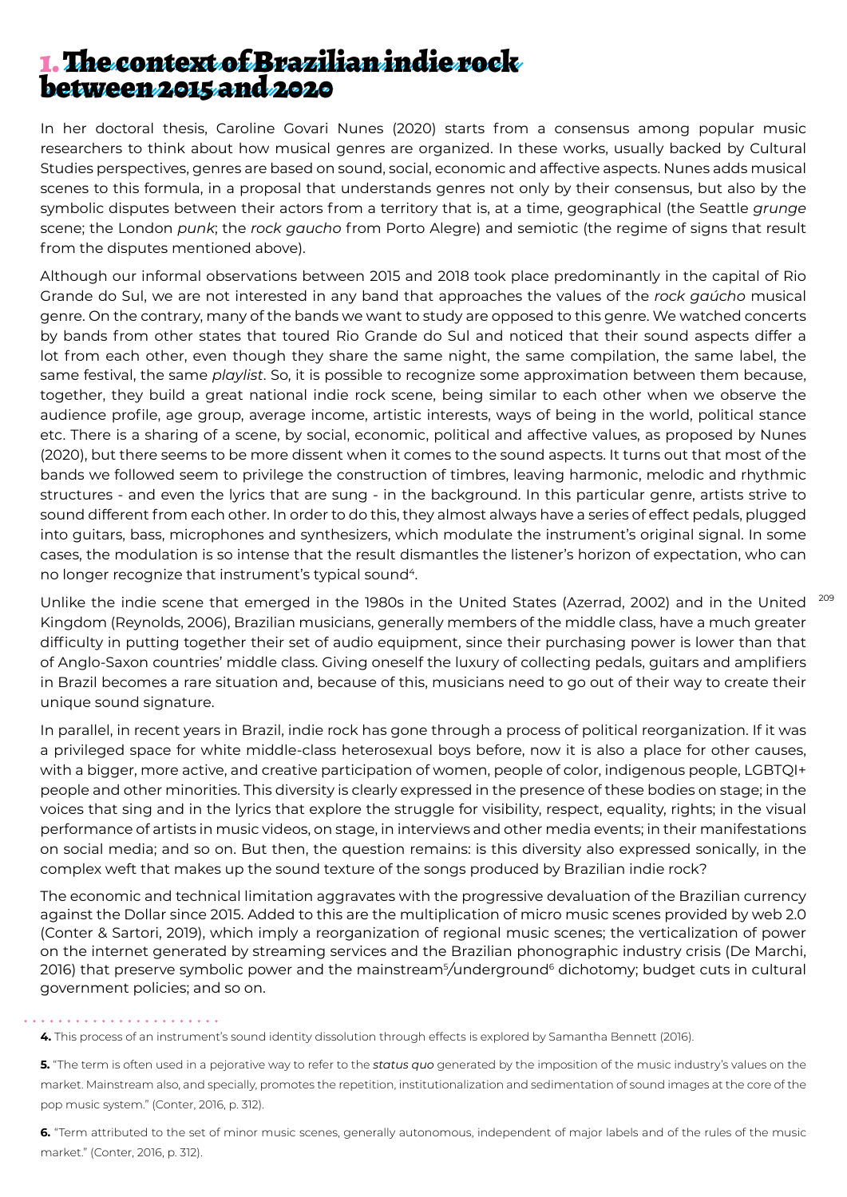# 1. The context of Brazilian indie rock between 2015 and 2020

In her doctoral thesis, Caroline Govari Nunes (2020) starts from a consensus among popular music researchers to think about how musical genres are organized. In these works, usually backed by Cultural Studies perspectives, genres are based on sound, social, economic and affective aspects. Nunes adds musical scenes to this formula, in a proposal that understands genres not only by their consensus, but also by the symbolic disputes between their actors from a territory that is, at a time, geographical (the Seattle *grunge* scene; the London *punk*; the *rock gaucho* from Porto Alegre) and semiotic (the regime of signs that result from the disputes mentioned above).

Although our informal observations between 2015 and 2018 took place predominantly in the capital of Rio Grande do Sul, we are not interested in any band that approaches the values of the *rock gaúcho* musical genre. On the contrary, many of the bands we want to study are opposed to this genre. We watched concerts by bands from other states that toured Rio Grande do Sul and noticed that their sound aspects differ a lot from each other, even though they share the same night, the same compilation, the same label, the same festival, the same *playlist*. So, it is possible to recognize some approximation between them because, together, they build a great national indie rock scene, being similar to each other when we observe the audience profile, age group, average income, artistic interests, ways of being in the world, political stance etc. There is a sharing of a scene, by social, economic, political and affective values, as proposed by Nunes (2020), but there seems to be more dissent when it comes to the sound aspects. It turns out that most of the bands we followed seem to privilege the construction of timbres, leaving harmonic, melodic and rhythmic structures - and even the lyrics that are sung - in the background. In this particular genre, artists strive to sound different from each other. In order to do this, they almost always have a series of effect pedals, plugged into guitars, bass, microphones and synthesizers, which modulate the instrument's original signal. In some cases, the modulation is so intense that the result dismantles the listener's horizon of expectation, who can no longer recognize that instrument's typical sound[4].

Unlike the indie scene that emerged in the 1980s in the United States (Azerrad, 2002) and in the United Kingdom (Reynolds, 2006), Brazilian musicians, generally members of the middle class, have a much greater difficulty in putting together their set of audio equipment, since their purchasing power is lower than that of Anglo-Saxon countries' middle class. Giving oneself the luxury of collecting pedals, guitars and amplifiers in Brazil becomes a rare situation and, because of this, musicians need to go out of their way to create their unique sound signature.

In parallel, in recent years in Brazil, indie rock has gone through a process of political reorganization. If it was a privileged space for white middle-class heterosexual boys before, now it is also a place for other causes, with a bigger, more active, and creative participation of women, people of color, indigenous people, LGBTQI+ people and other minorities. This diversity is clearly expressed in the presence of these bodies on stage; in the voices that sing and in the lyrics that explore the struggle for visibility, respect, equality, rights; in the visual performance of artists in music videos, on stage, in interviews and other media events; in their manifestations on social media; and so on. But then, the question remains: is this diversity also expressed sonically, in the complex weft that makes up the sound texture of the songs produced by Brazilian indie rock?

The economic and technical limitation aggravates with the progressive devaluation of the Brazilian currency against the Dollar since 2015. Added to this are the multiplication of micro music scenes provided by web 2.0 (Conter & Sartori, 2019), which imply a reorganization of regional music scenes; the verticalization of power on the internet generated by streaming services and the Brazilian phonographic industry crisis (De Marchi, 2016) that preserve symbolic power and the mainstream[5]/underground[6] dichotomy; budget cuts in cultural government policies; and so on.

---

**4.** This process of an instrument's sound identity dissolution through effects is explored by Samantha Bennett (2016).

**5.** "The term is often used in a pejorative way to refer to the *status quo* generated by the imposition of the music industry's values on the market. Mainstream also, and specially, promotes the repetition, institutionalization and sedimentation of sound images at the core of the pop music system." (Conter, 2016, p. 312).

**6.** "Term attributed to the set of minor music scenes, generally autonomous, independent of major labels and of the rules of the music market." (Conter, 2016, p. 312).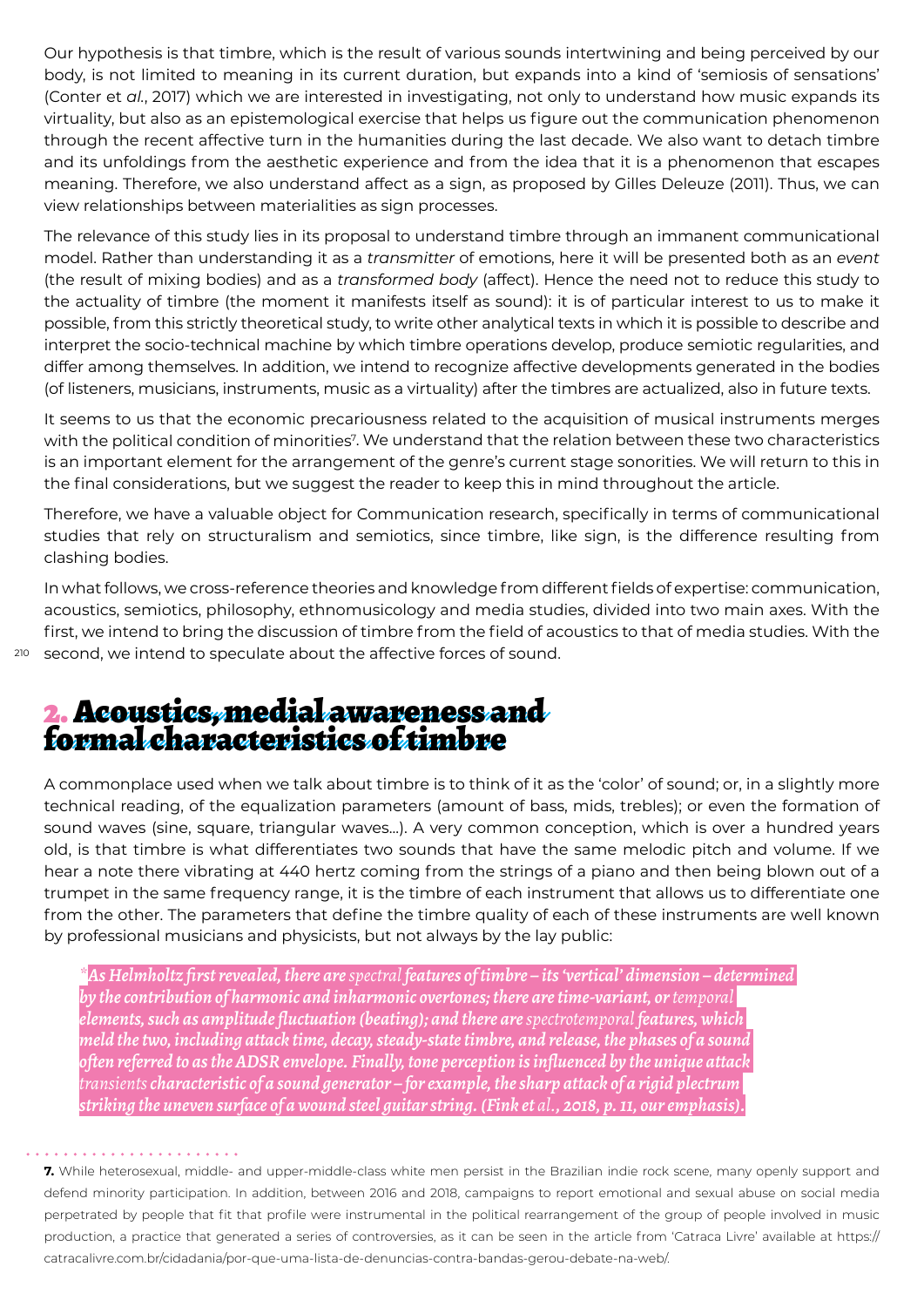Our hypothesis is that timbre, which is the result of various sounds intertwining and being perceived by our body, is not limited to meaning in its current duration, but expands into a kind of 'semiosis of sensations' (Conter et *al.*, 2017) which we are interested in investigating, not only to understand how music expands its virtuality, but also as an epistemological exercise that helps us figure out the communication phenomenon through the recent affective turn in the humanities during the last decade. We also want to detach timbre and its unfoldings from the aesthetic experience and from the idea that it is a phenomenon that escapes meaning. Therefore, we also understand affect as a sign, as proposed by Gilles Deleuze (2011). Thus, we can view relationships between materialities as sign processes.

The relevance of this study lies in its proposal to understand timbre through an immanent communicational model. Rather than understanding it as a *transmitter* of emotions, here it will be presented both as an *event* (the result of mixing bodies) and as a *transformed body* (affect). Hence the need not to reduce this study to the actuality of timbre (the moment it manifests itself as sound): it is of particular interest to us to make it possible, from this strictly theoretical study, to write other analytical texts in which it is possible to describe and interpret the socio-technical machine by which timbre operations develop, produce semiotic regularities, and differ among themselves. In addition, we intend to recognize affective developments generated in the bodies (of listeners, musicians, instruments, music as a virtuality) after the timbres are actualized, also in future texts.

It seems to us that the economic precariousness related to the acquisition of musical instruments merges with the political condition of minorities[7]. We understand that the relation between these two characteristics is an important element for the arrangement of the genre's current stage sonorities. We will return to this in the final considerations, but we suggest the reader to keep this in mind throughout the article.

Therefore, we have a valuable object for Communication research, specifically in terms of communicational studies that rely on structuralism and semiotics, since timbre, like sign, is the difference resulting from clashing bodies.

In what follows, we cross-reference theories and knowledge from different fields of expertise: communication, acoustics, semiotics, philosophy, ethnomusicology and media studies, divided into two main axes. With the first, we intend to bring the discussion of timbre from the field of acoustics to that of media studies. With the second, we intend to speculate about the affective forces of sound.

## 2. Acoustics, medial awareness and formal characteristics of timbre

A commonplace used when we talk about timbre is to think of it as the 'color' of sound; or, in a slightly more technical reading, of the equalization parameters (amount of bass, mids, trebles); or even the formation of sound waves (sine, square, triangular waves...). A very common conception, which is over a hundred years old, is that timbre is what differentiates two sounds that have the same melodic pitch and volume. If we hear a note there vibrating at 440 hertz coming from the strings of a piano and then being blown out of a trumpet in the same frequency range, it is the timbre of each instrument that allows us to differentiate one from the other. The parameters that define the timbre quality of each of these instruments are well known by professional musicians and physicists, but not always by the lay public:

> *As Helmholtz first revealed, there are spectral features of timbre – its 'vertical' dimension – determined by the contribution of harmonic and inharmonic overtones; there are time-variant, or temporal elements, such as amplitude fluctuation (beating); and there are spectrotemporal features, which meld the two, including attack time, decay, steady-state timbre, and release, the phases of a sound often referred to as the ADSR envelope. Finally, tone perception is influenced by the unique attack transients characteristic of a sound generator – for example, the sharp attack of a rigid plectrum striking the uneven surface of a wound steel guitar string. (Fink et al., 2018, p. 11, our emphasis).*

---

**7.** While heterosexual, middle- and upper-middle-class white men persist in the Brazilian indie rock scene, many openly support and defend minority participation. In addition, between 2016 and 2018, campaigns to report emotional and sexual abuse on social media perpetrated by people that fit that profile were instrumental in the political rearrangement of the group of people involved in music production, a practice that generated a series of controversies, as it can be seen in the article from 'Catraca Livre' available at https://catracalivre.com.br/cidadania/por-que-uma-lista-de-denuncias-contra-bandas-gerou-debate-na-web/.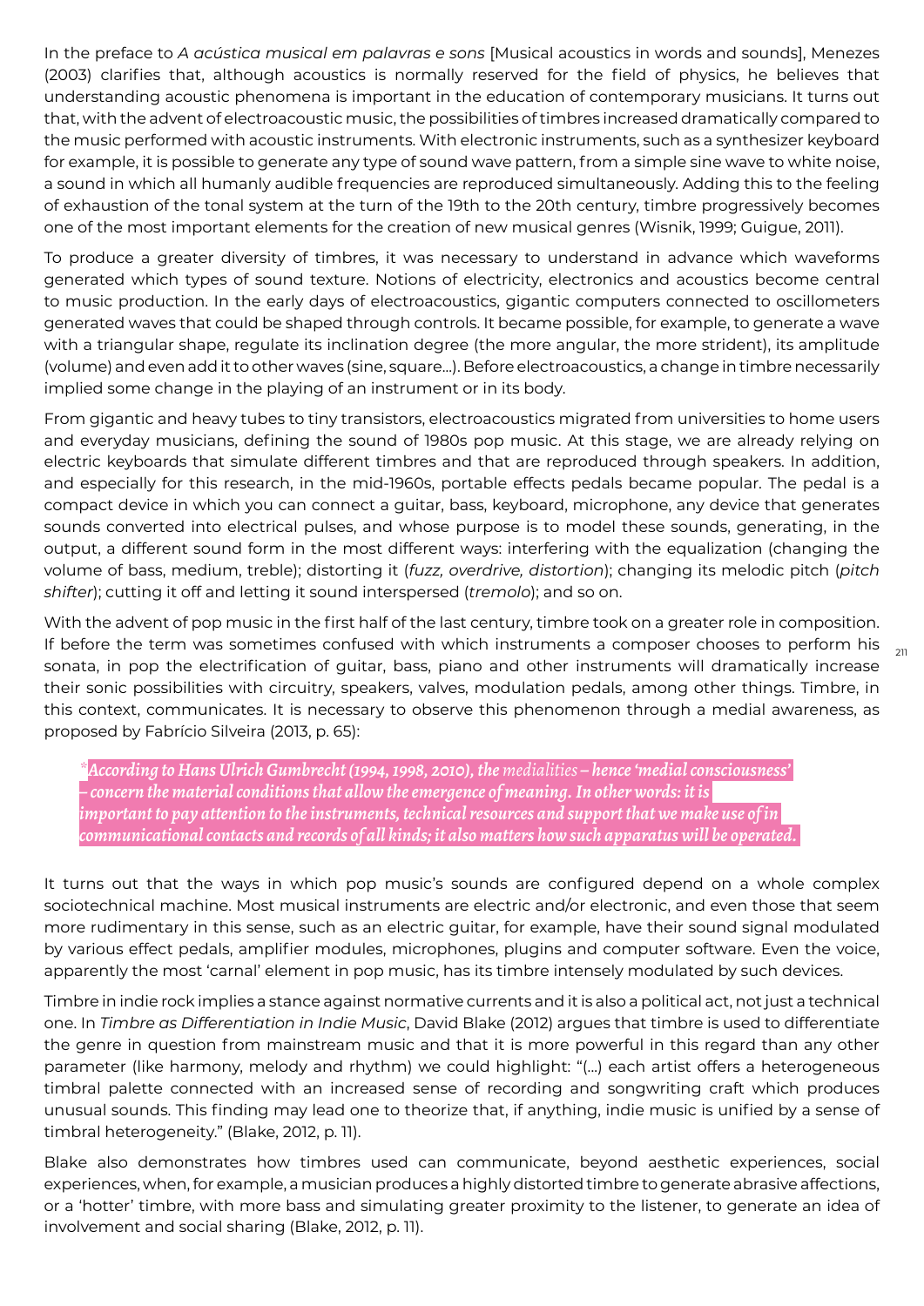In the preface to *A acústica musical em palavras e sons* [Musical acoustics in words and sounds], Menezes (2003) clarifies that, although acoustics is normally reserved for the field of physics, he believes that understanding acoustic phenomena is important in the education of contemporary musicians. It turns out that, with the advent of electroacoustic music, the possibilities of timbres increased dramatically compared to the music performed with acoustic instruments. With electronic instruments, such as a synthesizer keyboard for example, it is possible to generate any type of sound wave pattern, from a simple sine wave to white noise, a sound in which all humanly audible frequencies are reproduced simultaneously. Adding this to the feeling of exhaustion of the tonal system at the turn of the 19th to the 20th century, timbre progressively becomes one of the most important elements for the creation of new musical genres (Wisnik, 1999; Guigue, 2011).

To produce a greater diversity of timbres, it was necessary to understand in advance which waveforms generated which types of sound texture. Notions of electricity, electronics and acoustics become central to music production. In the early days of electroacoustics, gigantic computers connected to oscillometers generated waves that could be shaped through controls. It became possible, for example, to generate a wave with a triangular shape, regulate its inclination degree (the more angular, the more strident), its amplitude (volume) and even add it to other waves (sine, square...). Before electroacoustics, a change in timbre necessarily implied some change in the playing of an instrument or in its body.

From gigantic and heavy tubes to tiny transistors, electroacoustics migrated from universities to home users and everyday musicians, defining the sound of 1980s pop music. At this stage, we are already relying on electric keyboards that simulate different timbres and that are reproduced through speakers. In addition, and especially for this research, in the mid-1960s, portable effects pedals became popular. The pedal is a compact device in which you can connect a guitar, bass, keyboard, microphone, any device that generates sounds converted into electrical pulses, and whose purpose is to model these sounds, generating, in the output, a different sound form in the most different ways: interfering with the equalization (changing the volume of bass, medium, treble); distorting it (*fuzz, overdrive, distortion*); changing its melodic pitch (*pitch shifter*); cutting it off and letting it sound interspersed (*tremolo*); and so on.

With the advent of pop music in the first half of the last century, timbre took on a greater role in composition. If before the term was sometimes confused with which instruments a composer chooses to perform his sonata, in pop the electrification of guitar, bass, piano and other instruments will dramatically increase their sonic possibilities with circuitry, speakers, valves, modulation pedals, among other things. Timbre, in this context, communicates. It is necessary to observe this phenomenon through a medial awareness, as proposed by Fabrício Silveira (2013, p. 65):

> *According to Hans Ulrich Gumbrecht (1994, 1998, 2010), the medialities – hence 'medial consciousness' – concern the material conditions that allow the emergence of meaning. In other words: it is important to pay attention to the instruments, technical resources and support that we make use of in communicational contacts and records of all kinds; it also matters how such apparatus will be operated.*

It turns out that the ways in which pop music's sounds are configured depend on a whole complex sociotechnical machine. Most musical instruments are electric and/or electronic, and even those that seem more rudimentary in this sense, such as an electric guitar, for example, have their sound signal modulated by various effect pedals, amplifier modules, microphones, plugins and computer software. Even the voice, apparently the most 'carnal' element in pop music, has its timbre intensely modulated by such devices.

Timbre in indie rock implies a stance against normative currents and it is also a political act, not just a technical one. In *Timbre as Differentiation in Indie Music*, David Blake (2012) argues that timbre is used to differentiate the genre in question from mainstream music and that it is more powerful in this regard than any other parameter (like harmony, melody and rhythm) we could highlight: "(...) each artist offers a heterogeneous timbral palette connected with an increased sense of recording and songwriting craft which produces unusual sounds. This finding may lead one to theorize that, if anything, indie music is unified by a sense of timbral heterogeneity." (Blake, 2012, p. 11).

Blake also demonstrates how timbres used can communicate, beyond aesthetic experiences, social experiences, when, for example, a musician produces a highly distorted timbre to generate abrasive affections, or a 'hotter' timbre, with more bass and simulating greater proximity to the listener, to generate an idea of involvement and social sharing (Blake, 2012, p. 11).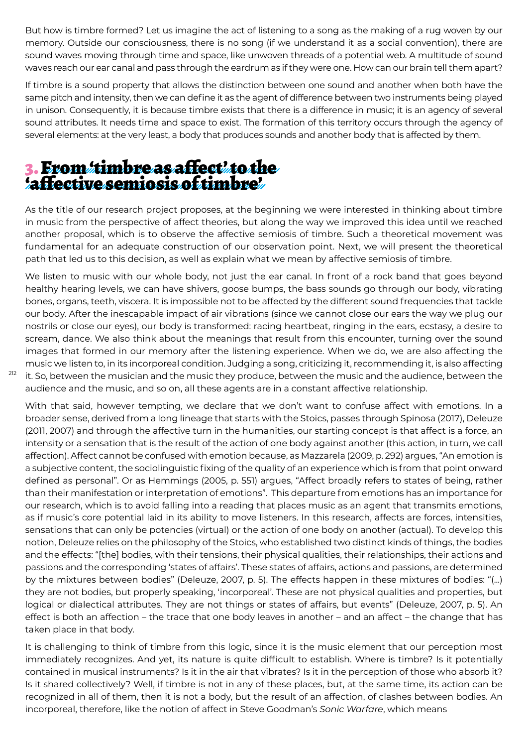But how is timbre formed? Let us imagine the act of listening to a song as the making of a rug woven by our memory. Outside our consciousness, there is no song (if we understand it as a social convention), there are sound waves moving through time and space, like unwoven threads of a potential web. A multitude of sound waves reach our ear canal and pass through the eardrum as if they were one. How can our brain tell them apart?

If timbre is a sound property that allows the distinction between one sound and another when both have the same pitch and intensity, then we can define it as the agent of difference between two instruments being played in unison. Consequently, it is because timbre exists that there is a difference in music; it is an agency of several sound attributes. It needs time and space to exist. The formation of this territory occurs through the agency of several elements: at the very least, a body that produces sounds and another body that is affected by them.

## 3. From 'timbre as affect' to the 'affective semiosis of timbre'

As the title of our research project proposes, at the beginning we were interested in thinking about timbre in music from the perspective of affect theories, but along the way we improved this idea until we reached another proposal, which is to observe the affective semiosis of timbre. Such a theoretical movement was fundamental for an adequate construction of our observation point. Next, we will present the theoretical path that led us to this decision, as well as explain what we mean by affective semiosis of timbre.

We listen to music with our whole body, not just the ear canal. In front of a rock band that goes beyond healthy hearing levels, we can have shivers, goose bumps, the bass sounds go through our body, vibrating bones, organs, teeth, viscera. It is impossible not to be affected by the different sound frequencies that tackle our body. After the inescapable impact of air vibrations (since we cannot close our ears the way we plug our nostrils or close our eyes), our body is transformed: racing heartbeat, ringing in the ears, ecstasy, a desire to scream, dance. We also think about the meanings that result from this encounter, turning over the sound images that formed in our memory after the listening experience. When we do, we are also affecting the music we listen to, in its incorporeal condition. Judging a song, criticizing it, recommending it, is also affecting it. So, between the musician and the music they produce, between the music and the audience, between the audience and the music, and so on, all these agents are in a constant affective relationship.

With that said, however tempting, we declare that we don't want to confuse affect with emotions. In a broader sense, derived from a long lineage that starts with the Stoics, passes through Spinosa (2017), Deleuze (2011, 2007) and through the affective turn in the humanities, our starting concept is that affect is a force, an intensity or a sensation that is the result of the action of one body against another (this action, in turn, we call affection). Affect cannot be confused with emotion because, as Mazzarela (2009, p. 292) argues, "An emotion is a subjective content, the sociolinguistic fixing of the quality of an experience which is from that point onward defined as personal". Or as Hemmings (2005, p. 551) argues, "Affect broadly refers to states of being, rather than their manifestation or interpretation of emotions". This departure from emotions has an importance for our research, which is to avoid falling into a reading that places music as an agent that transmits emotions, as if music's core potential laid in its ability to move listeners. In this research, affects are forces, intensities, sensations that can only be potencies (virtual) or the action of one body on another (actual). To develop this notion, Deleuze relies on the philosophy of the Stoics, who established two distinct kinds of things, the bodies and the effects: "[the] bodies, with their tensions, their physical qualities, their relationships, their actions and passions and the corresponding 'states of affairs'. These states of affairs, actions and passions, are determined by the mixtures between bodies" (Deleuze, 2007, p. 5). The effects happen in these mixtures of bodies: "(...) they are not bodies, but properly speaking, 'incorporeal'. These are not physical qualities and properties, but logical or dialectical attributes. They are not things or states of affairs, but events" (Deleuze, 2007, p. 5). An effect is both an affection – the trace that one body leaves in another – and an affect – the change that has taken place in that body.

It is challenging to think of timbre from this logic, since it is the music element that our perception most immediately recognizes. And yet, its nature is quite difficult to establish. Where is timbre? Is it potentially contained in musical instruments? Is it in the air that vibrates? Is it in the perception of those who absorb it? Is it shared collectively? Well, if timbre is not in any of these places, but, at the same time, its action can be recognized in all of them, then it is not a body, but the result of an affection, of clashes between bodies. An incorporeal, therefore, like the notion of affect in Steve Goodman's *Sonic Warfare*, which means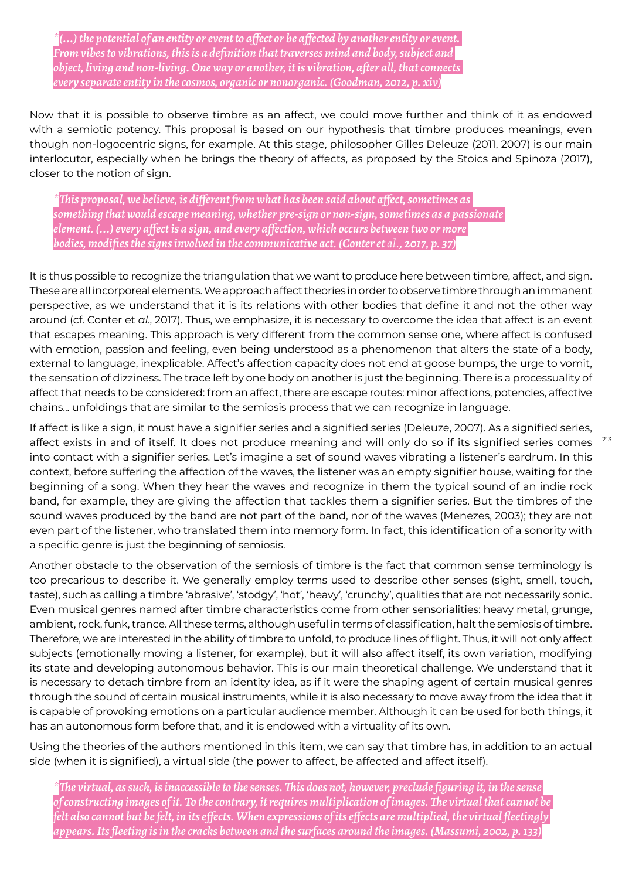*(...) the potential of an entity or event to affect or be affected by another entity or event. From vibes to vibrations, this is a definition that traverses mind and body, subject and object, living and non-living. One way or another, it is vibration, after all, that connects every separate entity in the cosmos, organic or nonorganic. (Goodman, 2012, p. xiv)*

Now that it is possible to observe timbre as an affect, we could move further and think of it as endowed with a semiotic potency. This proposal is based on our hypothesis that timbre produces meanings, even though non-logocentric signs, for example. At this stage, philosopher Gilles Deleuze (2011, 2007) is our main interlocutor, especially when he brings the theory of affects, as proposed by the Stoics and Spinoza (2017), closer to the notion of sign.

*This proposal, we believe, is different from what has been said about affect, sometimes as something that would escape meaning, whether pre-sign or non-sign, sometimes as a passionate element. (...) every affect is a sign, and every affection, which occurs between two or more bodies, modifies the signs involved in the communicative act. (Conter et al., 2017, p. 37)*

It is thus possible to recognize the triangulation that we want to produce here between timbre, affect, and sign. These are all incorporeal elements. We approach affect theories in order to observe timbre through an immanent perspective, as we understand that it is its relations with other bodies that define it and not the other way around (cf. Conter et *al.*, 2017). Thus, we emphasize, it is necessary to overcome the idea that affect is an event that escapes meaning. This approach is very different from the common sense one, where affect is confused with emotion, passion and feeling, even being understood as a phenomenon that alters the state of a body, external to language, inexplicable. Affect's affection capacity does not end at goose bumps, the urge to vomit, the sensation of dizziness. The trace left by one body on another is just the beginning. There is a processuality of affect that needs to be considered: from an affect, there are escape routes: minor affections, potencies, affective chains... unfoldings that are similar to the semiosis process that we can recognize in language.

If affect is like a sign, it must have a signifier series and a signified series (Deleuze, 2007). As a signified series, affect exists in and of itself. It does not produce meaning and will only do so if its signified series comes into contact with a signifier series. Let's imagine a set of sound waves vibrating a listener's eardrum. In this context, before suffering the affection of the waves, the listener was an empty signifier house, waiting for the beginning of a song. When they hear the waves and recognize in them the typical sound of an indie rock band, for example, they are giving the affection that tackles them a signifier series. But the timbres of the sound waves produced by the band are not part of the band, nor of the waves (Menezes, 2003); they are not even part of the listener, who translated them into memory form. In fact, this identification of a sonority with a specific genre is just the beginning of semiosis.

Another obstacle to the observation of the semiosis of timbre is the fact that common sense terminology is too precarious to describe it. We generally employ terms used to describe other senses (sight, smell, touch, taste), such as calling a timbre 'abrasive', 'stodgy', 'hot', 'heavy', 'crunchy', qualities that are not necessarily sonic. Even musical genres named after timbre characteristics come from other sensorialities: heavy metal, grunge, ambient, rock, funk, trance. All these terms, although useful in terms of classification, halt the semiosis of timbre. Therefore, we are interested in the ability of timbre to unfold, to produce lines of flight. Thus, it will not only affect subjects (emotionally moving a listener, for example), but it will also affect itself, its own variation, modifying its state and developing autonomous behavior. This is our main theoretical challenge. We understand that it is necessary to detach timbre from an identity idea, as if it were the shaping agent of certain musical genres through the sound of certain musical instruments, while it is also necessary to move away from the idea that it is capable of provoking emotions on a particular audience member. Although it can be used for both things, it has an autonomous form before that, and it is endowed with a virtuality of its own.

Using the theories of the authors mentioned in this item, we can say that timbre has, in addition to an actual side (when it is signified), a virtual side (the power to affect, be affected and affect itself).

*The virtual, as such, is inaccessible to the senses. This does not, however, preclude figuring it, in the sense of constructing images of it. To the contrary, it requires multiplication of images. The virtual that cannot be felt also cannot but be felt, in its effects. When expressions of its effects are multiplied, the virtual fleetingly appears. Its fleeting is in the cracks between and the surfaces around the images. (Massumi, 2002, p. 133)*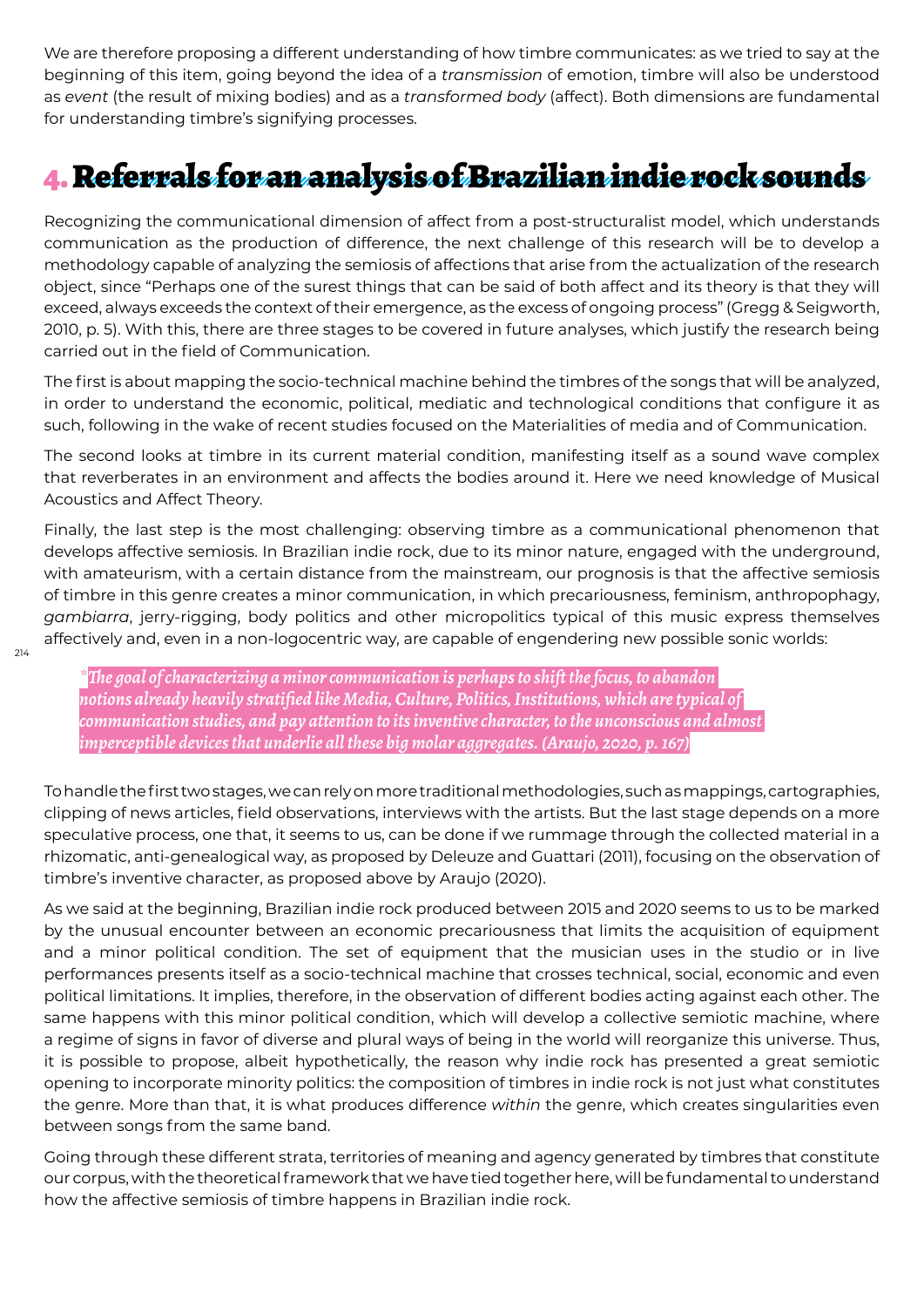We are therefore proposing a different understanding of how timbre communicates: as we tried to say at the beginning of this item, going beyond the idea of a *transmission* of emotion, timbre will also be understood as *event* (the result of mixing bodies) and as a *transformed body* (affect). Both dimensions are fundamental for understanding timbre's signifying processes.

## 4. Referrals for an analysis of Brazilian indie rock sounds

Recognizing the communicational dimension of affect from a post-structuralist model, which understands communication as the production of difference, the next challenge of this research will be to develop a methodology capable of analyzing the semiosis of affections that arise from the actualization of the research object, since "Perhaps one of the surest things that can be said of both affect and its theory is that they will exceed, always exceeds the context of their emergence, as the excess of ongoing process" (Gregg & Seigworth, 2010, p. 5). With this, there are three stages to be covered in future analyses, which justify the research being carried out in the field of Communication.

The first is about mapping the socio-technical machine behind the timbres of the songs that will be analyzed, in order to understand the economic, political, mediatic and technological conditions that configure it as such, following in the wake of recent studies focused on the Materialities of media and of Communication.

The second looks at timbre in its current material condition, manifesting itself as a sound wave complex that reverberates in an environment and affects the bodies around it. Here we need knowledge of Musical Acoustics and Affect Theory.

Finally, the last step is the most challenging: observing timbre as a communicational phenomenon that develops affective semiosis. In Brazilian indie rock, due to its minor nature, engaged with the underground, with amateurism, with a certain distance from the mainstream, our prognosis is that the affective semiosis of timbre in this genre creates a minor communication, in which precariousness, feminism, anthropophagy, *gambiarra*, jerry-rigging, body politics and other micropolitics typical of this music express themselves affectively and, even in a non-logocentric way, are capable of engendering new possible sonic worlds:

> *"The goal of characterizing a minor communication is perhaps to shift the focus, to abandon notions already heavily stratified like Media, Culture, Politics, Institutions, which are typical of communication studies, and pay attention to its inventive character, to the unconscious and almost imperceptible devices that underlie all these big molar aggregates. (Araujo, 2020, p. 167)*

To handle the first two stages, we can rely on more traditional methodologies, such as mappings, cartographies, clipping of news articles, field observations, interviews with the artists. But the last stage depends on a more speculative process, one that, it seems to us, can be done if we rummage through the collected material in a rhizomatic, anti-genealogical way, as proposed by Deleuze and Guattari (2011), focusing on the observation of timbre's inventive character, as proposed above by Araujo (2020).

As we said at the beginning, Brazilian indie rock produced between 2015 and 2020 seems to us to be marked by the unusual encounter between an economic precariousness that limits the acquisition of equipment and a minor political condition. The set of equipment that the musician uses in the studio or in live performances presents itself as a socio-technical machine that crosses technical, social, economic and even political limitations. It implies, therefore, in the observation of different bodies acting against each other. The same happens with this minor political condition, which will develop a collective semiotic machine, where a regime of signs in favor of diverse and plural ways of being in the world will reorganize this universe. Thus, it is possible to propose, albeit hypothetically, the reason why indie rock has presented a great semiotic opening to incorporate minority politics: the composition of timbres in indie rock is not just what constitutes the genre. More than that, it is what produces difference *within* the genre, which creates singularities even between songs from the same band.

Going through these different strata, territories of meaning and agency generated by timbres that constitute our corpus, with the theoretical framework that we have tied together here, will be fundamental to understand how the affective semiosis of timbre happens in Brazilian indie rock.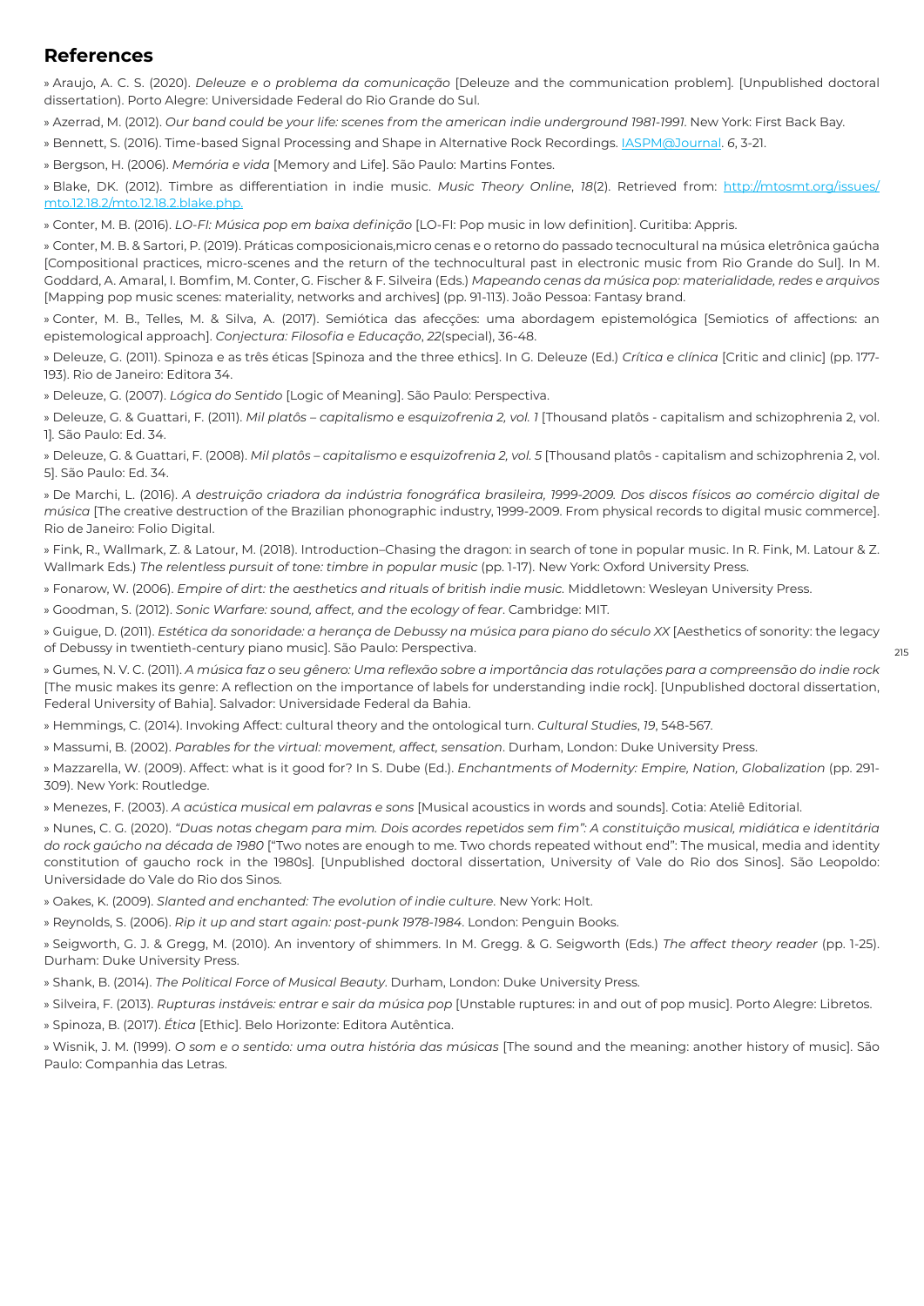## References

» Araujo, A. C. S. (2020). *Deleuze e o problema da comunicação* [Deleuze and the communication problem]. [Unpublished doctoral dissertation). Porto Alegre: Universidade Federal do Rio Grande do Sul.

» Azerrad, M. (2012). *Our band could be your life: scenes from the american indie underground 1981-1991*. New York: First Back Bay.

» Bennett, S. (2016). Time-based Signal Processing and Shape in Alternative Rock Recordings. IASPM@Journal. *6*, 3-21.

» Bergson, H. (2006). *Memória e vida* [Memory and Life]. São Paulo: Martins Fontes.

» Blake, DK. (2012). Timbre as differentiation in indie music. *Music Theory Online*, *18*(2). Retrieved from: http://mtosmt.org/issues/mto.12.18.2/mto.12.18.2.blake.php.

» Conter, M. B. (2016). *LO-FI: Música pop em baixa definição* [LO-FI: Pop music in low definition]. Curitiba: Appris.

» Conter, M. B. & Sartori, P. (2019). Práticas composicionais,micro cenas e o retorno do passado tecnocultural na música eletrônica gaúcha [Compositional practices, micro-scenes and the return of the technocultural past in electronic music from Rio Grande do Sul]. In M. Goddard, A. Amaral, I. Bomfim, M. Conter, G. Fischer & F. Silveira (Eds.) *Mapeando cenas da música pop: materialidade, redes e arquivos* [Mapping pop music scenes: materiality, networks and archives] (pp. 91-113). João Pessoa: Fantasy brand.

» Conter, M. B., Telles, M. & Silva, A. (2017). Semiótica das afecções: uma abordagem epistemológica [Semiotics of affections: an epistemological approach]. *Conjectura: Filosofia e Educação*, *22*(special), 36-48.

» Deleuze, G. (2011). Spinoza e as três éticas [Spinoza and the three ethics]. In G. Deleuze (Ed.) *Crítica e clínica* [Critic and clinic] (pp. 177-193). Rio de Janeiro: Editora 34.

» Deleuze, G. (2007). *Lógica do Sentido* [Logic of Meaning]. São Paulo: Perspectiva.

» Deleuze, G. & Guattari, F. (2011). *Mil platôs – capitalismo e esquizofrenia 2, vol. 1* [Thousand platôs - capitalism and schizophrenia 2, vol. 1]. São Paulo: Ed. 34.

» Deleuze, G. & Guattari, F. (2008). *Mil platôs – capitalismo e esquizofrenia 2, vol. 5* [Thousand platôs - capitalism and schizophrenia 2, vol. 5]. São Paulo: Ed. 34.

» De Marchi, L. (2016). *A destruição criadora da indústria fonográfica brasileira, 1999-2009. Dos discos físicos ao comércio digital de música* [The creative destruction of the Brazilian phonographic industry, 1999-2009. From physical records to digital music commerce]. Rio de Janeiro: Folio Digital.

» Fink, R., Wallmark, Z. & Latour, M. (2018). Introduction–Chasing the dragon: in search of tone in popular music. In R. Fink, M. Latour & Z. Wallmark Eds.) *The relentless pursuit of tone: timbre in popular music* (pp. 1-17). New York: Oxford University Press.

» Fonarow, W. (2006). *Empire of dirt: the aesthetics and rituals of british indie music.* Middletown: Wesleyan University Press.

» Goodman, S. (2012). *Sonic Warfare: sound, affect, and the ecology of fear*. Cambridge: MIT.

» Guigue, D. (2011). *Estética da sonoridade: a herança de Debussy na música para piano do século XX* [Aesthetics of sonority: the legacy of Debussy in twentieth-century piano music]. São Paulo: Perspectiva.

» Gumes, N. V. C. (2011). *A música faz o seu gênero: Uma reflexão sobre a importância das rotulações para a compreensão do indie rock* [The music makes its genre: A reflection on the importance of labels for understanding indie rock]. [Unpublished doctoral dissertation, Federal University of Bahia]. Salvador: Universidade Federal da Bahia.

» Hemmings, C. (2014). Invoking Affect: cultural theory and the ontological turn. *Cultural Studies*, *19*, 548-567.

» Massumi, B. (2002). *Parables for the virtual: movement, affect, sensation*. Durham, London: Duke University Press.

» Mazzarella, W. (2009). Affect: what is it good for? In S. Dube (Ed.). *Enchantments of Modernity: Empire, Nation, Globalization* (pp. 291-309). New York: Routledge.

» Menezes, F. (2003). *A acústica musical em palavras e sons* [Musical acoustics in words and sounds]. Cotia: Ateliê Editorial.

» Nunes, C. G. (2020). *"Duas notas chegam para mim. Dois acordes repetidos sem fim": A constituição musical, midiática e identitária do rock gaúcho na década de 1980* ["Two notes are enough to me. Two chords repeated without end": The musical, media and identity constitution of gaucho rock in the 1980s]. [Unpublished doctoral dissertation, University of Vale do Rio dos Sinos]. São Leopoldo: Universidade do Vale do Rio dos Sinos.

» Oakes, K. (2009). *Slanted and enchanted: The evolution of indie culture*. New York: Holt.

» Reynolds, S. (2006). *Rip it up and start again: post-punk 1978-1984*. London: Penguin Books.

» Seigworth, G. J. & Gregg, M. (2010). An inventory of shimmers. In M. Gregg. & G. Seigworth (Eds.) *The affect theory reader* (pp. 1-25). Durham: Duke University Press.

» Shank, B. (2014). *The Political Force of Musical Beauty*. Durham, London: Duke University Press.

» Silveira, F. (2013). *Rupturas instáveis: entrar e sair da música pop* [Unstable ruptures: in and out of pop music]. Porto Alegre: Libretos.

» Spinoza, B. (2017). *Ética* [Ethic]. Belo Horizonte: Editora Autêntica.

» Wisnik, J. M. (1999). *O som e o sentido: uma outra história das músicas* [The sound and the meaning: another history of music]. São Paulo: Companhia das Letras.